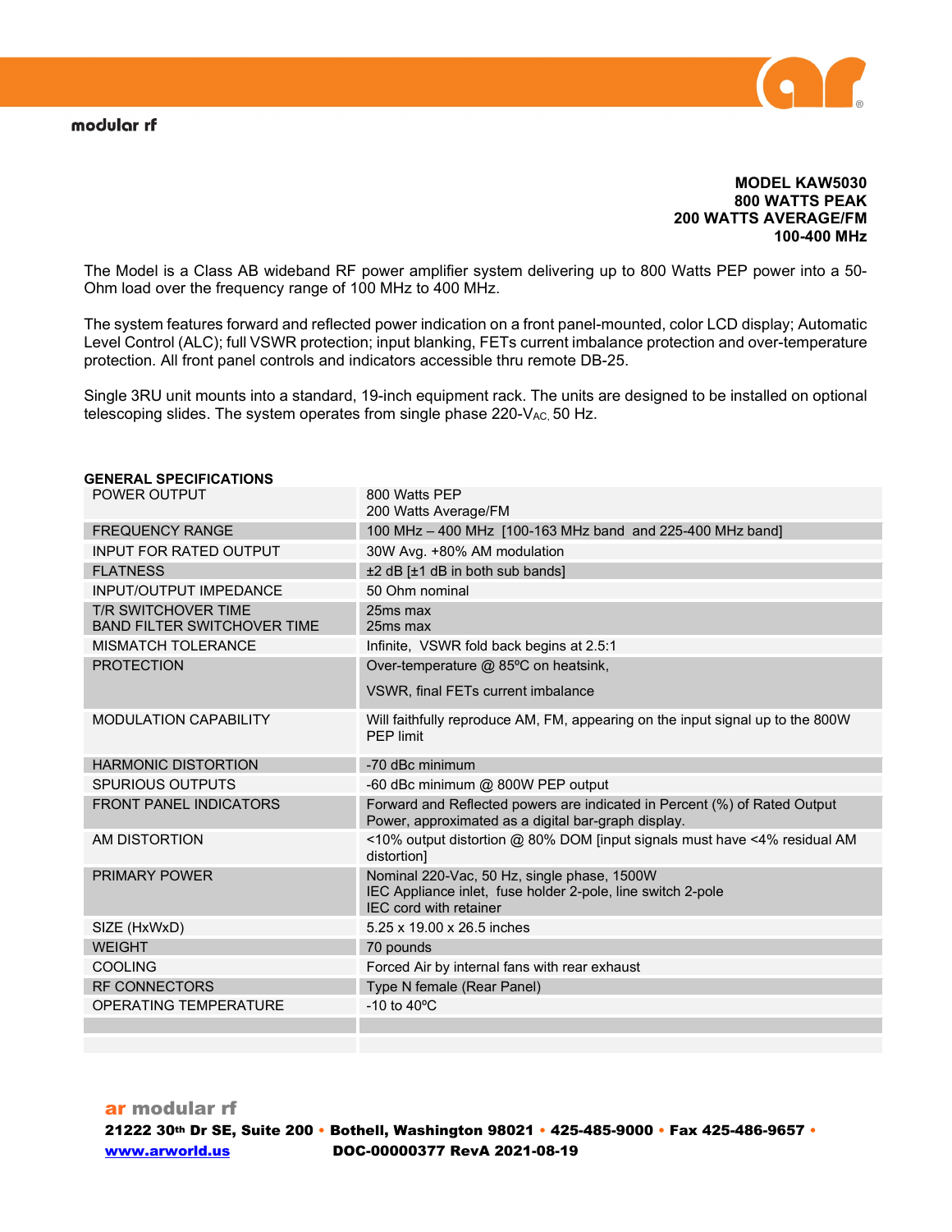modular rf

**MODEL KAW5030**
**800 WATTS PEAK**
**200 WATTS AVERAGE/FM**
**100-400 MHz**

The Model is a Class AB wideband RF power amplifier system delivering up to 800 Watts PEP power into a 50-Ohm load over the frequency range of 100 MHz to 400 MHz.

The system features forward and reflected power indication on a front panel-mounted, color LCD display; Automatic Level Control (ALC); full VSWR protection; input blanking, FETs current imbalance protection and over-temperature protection. All front panel controls and indicators accessible thru remote DB-25.

Single 3RU unit mounts into a standard, 19-inch equipment rack. The units are designed to be installed on optional telescoping slides. The system operates from single phase 220-$V_{AC}$, 50 Hz.

**GENERAL SPECIFICATIONS**

| | |
|---|---|
| POWER OUTPUT | 800 Watts PEP<br>200 Watts Average/FM |
| FREQUENCY RANGE | 100 MHz – 400 MHz [100-163 MHz band and 225-400 MHz band] |
| INPUT FOR RATED OUTPUT | 30W Avg. +80% AM modulation |
| FLATNESS | ±2 dB [±1 dB in both sub bands] |
| INPUT/OUTPUT IMPEDANCE | 50 Ohm nominal |
| T/R SWITCHOVER TIME<br>BAND FILTER SWITCHOVER TIME | 25ms max<br>25ms max |
| MISMATCH TOLERANCE | Infinite, VSWR fold back begins at 2.5:1 |
| PROTECTION | Over-temperature @ 85ºC on heatsink,<br>VSWR, final FETs current imbalance |
| MODULATION CAPABILITY | Will faithfully reproduce AM, FM, appearing on the input signal up to the 800W PEP limit |
| HARMONIC DISTORTION | -70 dBc minimum |
| SPURIOUS OUTPUTS | -60 dBc minimum @ 800W PEP output |
| FRONT PANEL INDICATORS | Forward and Reflected powers are indicated in Percent (%) of Rated Output Power, approximated as a digital bar-graph display. |
| AM DISTORTION | <10% output distortion @ 80% DOM [input signals must have <4% residual AM distortion] |
| PRIMARY POWER | Nominal 220-Vac, 50 Hz, single phase, 1500W<br>IEC Appliance inlet, fuse holder 2-pole, line switch 2-pole<br>IEC cord with retainer |
| SIZE (HxWxD) | 5.25 x 19.00 x 26.5 inches |
| WEIGHT | 70 pounds |
| COOLING | Forced Air by internal fans with rear exhaust |
| RF CONNECTORS | Type N female (Rear Panel) |
| OPERATING TEMPERATURE | -10 to 40ºC |
| | |
| | |

**ar modular rf**
**21222 30th Dr SE, Suite 200 • Bothell, Washington 98021 • 425-485-9000 • Fax 425-486-9657 •**
**www.arworld.us** **DOC-00000377 RevA 2021-08-19**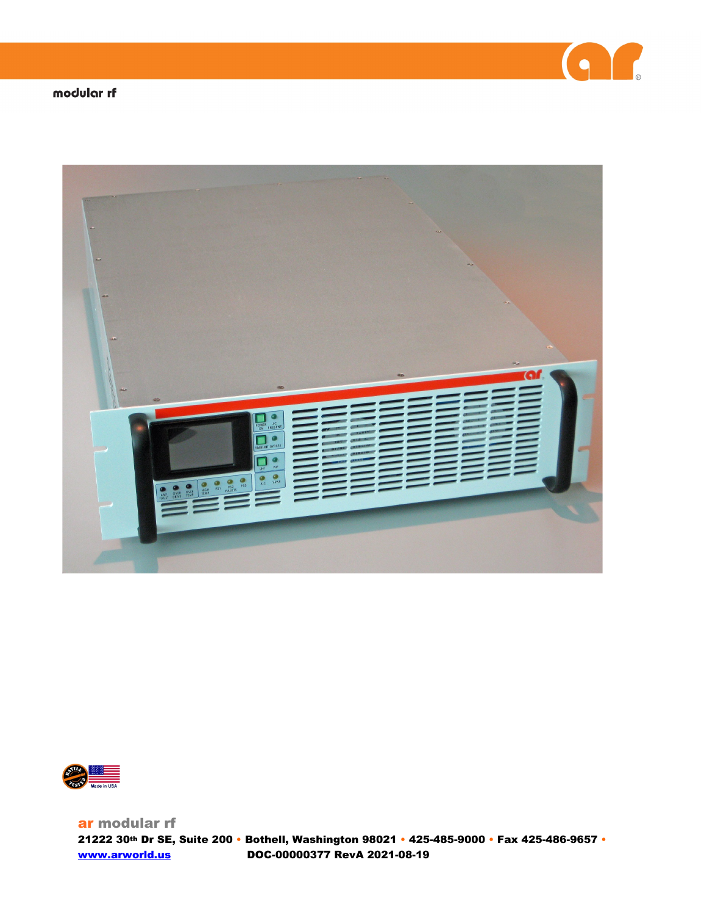modular rf

**ar modular rf**

**21222 30th Dr SE, Suite 200 • Bothell, Washington 98021 • 425-485-9000 • Fax 425-486-9657 •**
**[www.arworld.us](http://www.arworld.us) DOC-00000377 RevA 2021-08-19**